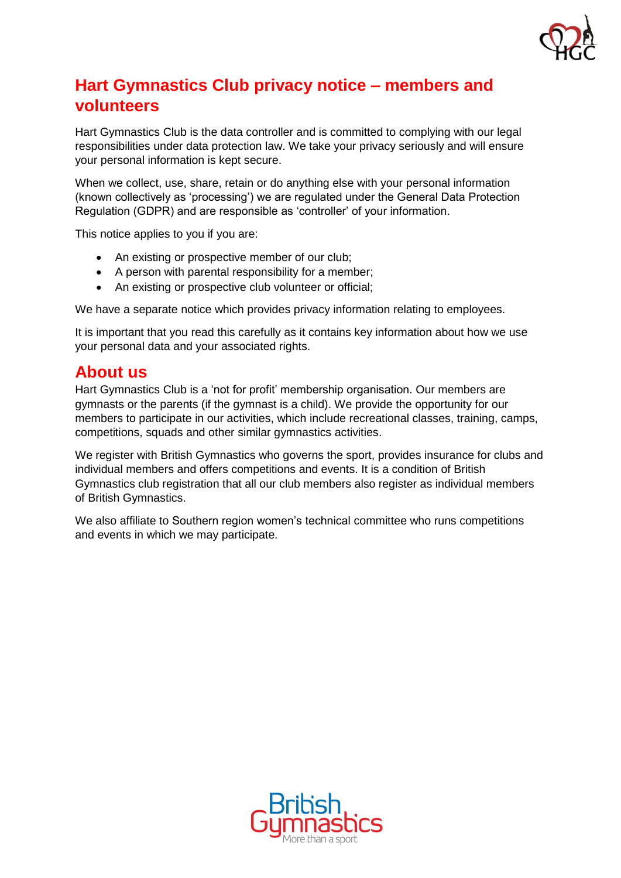# Hart Gymnastics Club privacy notice – members and volunteers

Hart Gymnastics Club is the data controller and is committed to complying with our legal responsibilities under data protection law. We take your privacy seriously and will ensure your personal information is kept secure.

When we collect, use, share, retain or do anything else with your personal information (known collectively as 'processing') we are regulated under the General Data Protection Regulation (GDPR) and are responsible as 'controller' of your information.

This notice applies to you if you are:

- An existing or prospective member of our club;
- A person with parental responsibility for a member;
- An existing or prospective club volunteer or official;

We have a separate notice which provides privacy information relating to employees.

It is important that you read this carefully as it contains key information about how we use your personal data and your associated rights.

## About us

Hart Gymnastics Club is a 'not for profit' membership organisation. Our members are gymnasts or the parents (if the gymnast is a child). We provide the opportunity for our members to participate in our activities, which include recreational classes, training, camps, competitions, squads and other similar gymnastics activities.

We register with British Gymnastics who governs the sport, provides insurance for clubs and individual members and offers competitions and events. It is a condition of British Gymnastics club registration that all our club members also register as individual members of British Gymnastics.

We also affiliate to Southern region women's technical committee who runs competitions and events in which we may participate.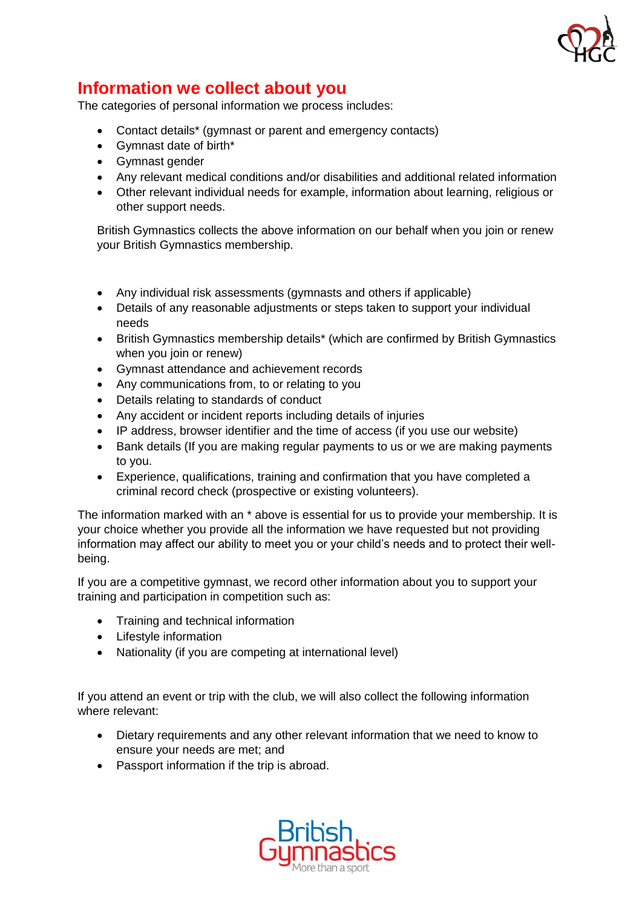## Information we collect about you

The categories of personal information we process includes:

- Contact details* (gymnast or parent and emergency contacts)
- Gymnast date of birth*
- Gymnast gender
- Any relevant medical conditions and/or disabilities and additional related information
- Other relevant individual needs for example, information about learning, religious or other support needs.

British Gymnastics collects the above information on our behalf when you join or renew your British Gymnastics membership.

- Any individual risk assessments (gymnasts and others if applicable)
- Details of any reasonable adjustments or steps taken to support your individual needs
- British Gymnastics membership details* (which are confirmed by British Gymnastics when you join or renew)
- Gymnast attendance and achievement records
- Any communications from, to or relating to you
- Details relating to standards of conduct
- Any accident or incident reports including details of injuries
- IP address, browser identifier and the time of access (if you use our website)
- Bank details (If you are making regular payments to us or we are making payments to you.
- Experience, qualifications, training and confirmation that you have completed a criminal record check (prospective or existing volunteers).

The information marked with an * above is essential for us to provide your membership. It is your choice whether you provide all the information we have requested but not providing information may affect our ability to meet you or your child's needs and to protect their well-being.

If you are a competitive gymnast, we record other information about you to support your training and participation in competition such as:

- Training and technical information
- Lifestyle information
- Nationality (if you are competing at international level)

If you attend an event or trip with the club, we will also collect the following information where relevant:

- Dietary requirements and any other relevant information that we need to know to ensure your needs are met; and
- Passport information if the trip is abroad.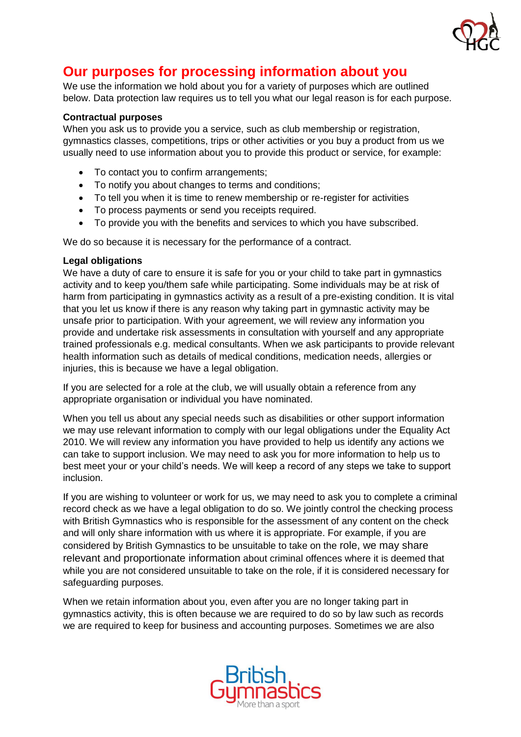## Our purposes for processing information about you

We use the information we hold about you for a variety of purposes which are outlined below. Data protection law requires us to tell you what our legal reason is for each purpose.

**Contractual purposes**

When you ask us to provide you a service, such as club membership or registration, gymnastics classes, competitions, trips or other activities or you buy a product from us we usually need to use information about you to provide this product or service, for example:

- To contact you to confirm arrangements;
- To notify you about changes to terms and conditions;
- To tell you when it is time to renew membership or re-register for activities
- To process payments or send you receipts required.
- To provide you with the benefits and services to which you have subscribed.

We do so because it is necessary for the performance of a contract.

**Legal obligations**

We have a duty of care to ensure it is safe for you or your child to take part in gymnastics activity and to keep you/them safe while participating. Some individuals may be at risk of harm from participating in gymnastics activity as a result of a pre-existing condition. It is vital that you let us know if there is any reason why taking part in gymnastic activity may be unsafe prior to participation. With your agreement, we will review any information you provide and undertake risk assessments in consultation with yourself and any appropriate trained professionals e.g. medical consultants. When we ask participants to provide relevant health information such as details of medical conditions, medication needs, allergies or injuries, this is because we have a legal obligation.

If you are selected for a role at the club, we will usually obtain a reference from any appropriate organisation or individual you have nominated.

When you tell us about any special needs such as disabilities or other support information we may use relevant information to comply with our legal obligations under the Equality Act 2010. We will review any information you have provided to help us identify any actions we can take to support inclusion. We may need to ask you for more information to help us to best meet your or your child's needs. We will keep a record of any steps we take to support inclusion.

If you are wishing to volunteer or work for us, we may need to ask you to complete a criminal record check as we have a legal obligation to do so. We jointly control the checking process with British Gymnastics who is responsible for the assessment of any content on the check and will only share information with us where it is appropriate. For example, if you are considered by British Gymnastics to be unsuitable to take on the role, we may share relevant and proportionate information about criminal offences where it is deemed that while you are not considered unsuitable to take on the role, if it is considered necessary for safeguarding purposes.

When we retain information about you, even after you are no longer taking part in gymnastics activity, this is often because we are required to do so by law such as records we are required to keep for business and accounting purposes. Sometimes we are also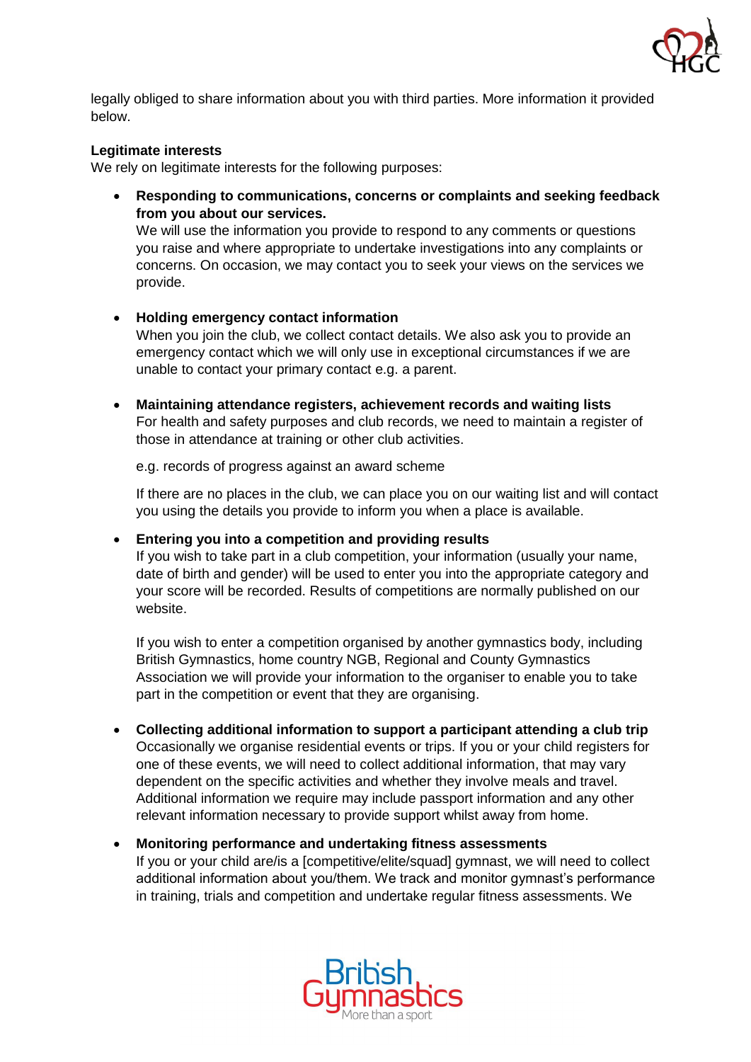legally obliged to share information about you with third parties. More information it provided below.

**Legitimate interests**
We rely on legitimate interests for the following purposes:

- **Responding to communications, concerns or complaints and seeking feedback from you about our services.**
  We will use the information you provide to respond to any comments or questions you raise and where appropriate to undertake investigations into any complaints or concerns. On occasion, we may contact you to seek your views on the services we provide.

- **Holding emergency contact information**
  When you join the club, we collect contact details. We also ask you to provide an emergency contact which we will only use in exceptional circumstances if we are unable to contact your primary contact e.g. a parent.

- **Maintaining attendance registers, achievement records and waiting lists**
  For health and safety purposes and club records, we need to maintain a register of those in attendance at training or other club activities.

  e.g. records of progress against an award scheme

  If there are no places in the club, we can place you on our waiting list and will contact you using the details you provide to inform you when a place is available.

- **Entering you into a competition and providing results**
  If you wish to take part in a club competition, your information (usually your name, date of birth and gender) will be used to enter you into the appropriate category and your score will be recorded. Results of competitions are normally published on our website.

  If you wish to enter a competition organised by another gymnastics body, including British Gymnastics, home country NGB, Regional and County Gymnastics Association we will provide your information to the organiser to enable you to take part in the competition or event that they are organising.

- **Collecting additional information to support a participant attending a club trip**
  Occasionally we organise residential events or trips. If you or your child registers for one of these events, we will need to collect additional information, that may vary dependent on the specific activities and whether they involve meals and travel. Additional information we require may include passport information and any other relevant information necessary to provide support whilst away from home.

- **Monitoring performance and undertaking fitness assessments**
  If you or your child are/is a [competitive/elite/squad] gymnast, we will need to collect additional information about you/them. We track and monitor gymnast's performance in training, trials and competition and undertake regular fitness assessments. We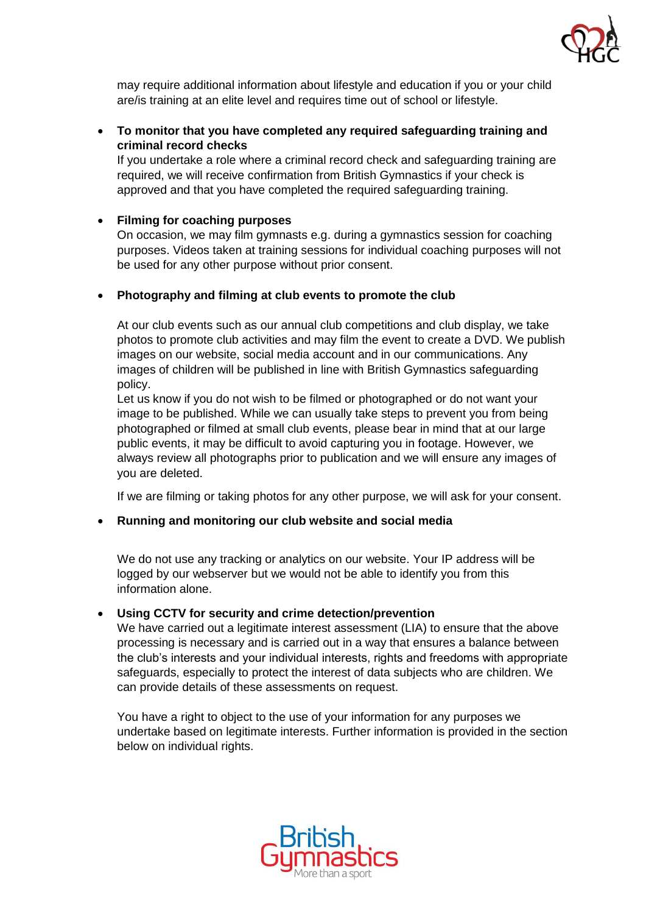may require additional information about lifestyle and education if you or your child are/is training at an elite level and requires time out of school or lifestyle.

- **To monitor that you have completed any required safeguarding training and criminal record checks**
  If you undertake a role where a criminal record check and safeguarding training are required, we will receive confirmation from British Gymnastics if your check is approved and that you have completed the required safeguarding training.

- **Filming for coaching purposes**
  On occasion, we may film gymnasts e.g. during a gymnastics session for coaching purposes. Videos taken at training sessions for individual coaching purposes will not be used for any other purpose without prior consent.

- **Photography and filming at club events to promote the club**

  At our club events such as our annual club competitions and club display, we take photos to promote club activities and may film the event to create a DVD. We publish images on our website, social media account and in our communications. Any images of children will be published in line with British Gymnastics safeguarding policy.
  Let us know if you do not wish to be filmed or photographed or do not want your image to be published. While we can usually take steps to prevent you from being photographed or filmed at small club events, please bear in mind that at our large public events, it may be difficult to avoid capturing you in footage. However, we always review all photographs prior to publication and we will ensure any images of you are deleted.

  If we are filming or taking photos for any other purpose, we will ask for your consent.

- **Running and monitoring our club website and social media**

  We do not use any tracking or analytics on our website. Your IP address will be logged by our webserver but we would not be able to identify you from this information alone.

- **Using CCTV for security and crime detection/prevention**
  We have carried out a legitimate interest assessment (LIA) to ensure that the above processing is necessary and is carried out in a way that ensures a balance between the club's interests and your individual interests, rights and freedoms with appropriate safeguards, especially to protect the interest of data subjects who are children. We can provide details of these assessments on request.

  You have a right to object to the use of your information for any purposes we undertake based on legitimate interests. Further information is provided in the section below on individual rights.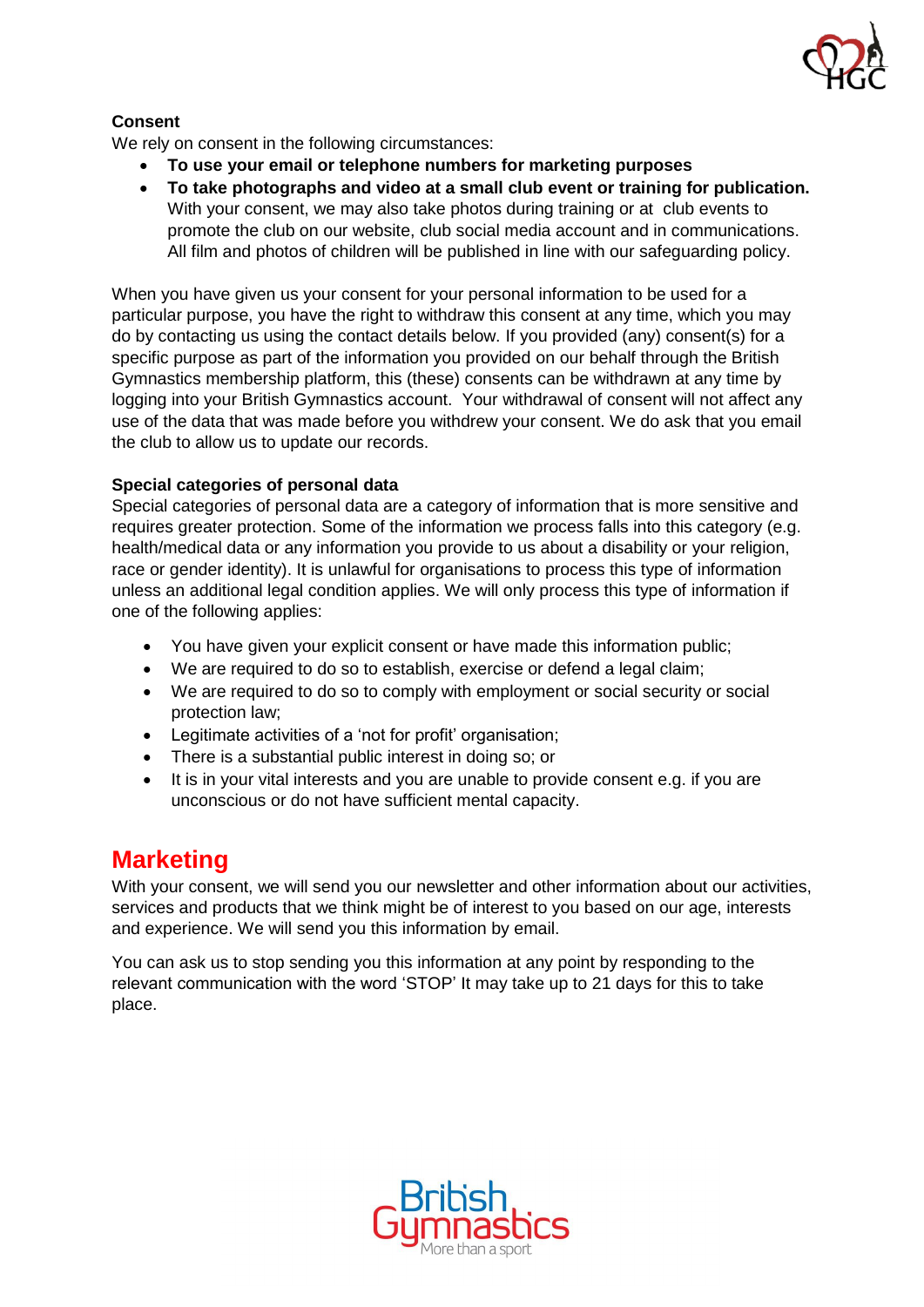**Consent**

We rely on consent in the following circumstances:

- **To use your email or telephone numbers for marketing purposes**
- **To take photographs and video at a small club event or training for publication.** With your consent, we may also take photos during training or at club events to promote the club on our website, club social media account and in communications. All film and photos of children will be published in line with our safeguarding policy.

When you have given us your consent for your personal information to be used for a particular purpose, you have the right to withdraw this consent at any time, which you may do by contacting us using the contact details below. If you provided (any) consent(s) for a specific purpose as part of the information you provided on our behalf through the British Gymnastics membership platform, this (these) consents can be withdrawn at any time by logging into your British Gymnastics account. Your withdrawal of consent will not affect any use of the data that was made before you withdrew your consent. We do ask that you email the club to allow us to update our records.

**Special categories of personal data**

Special categories of personal data are a category of information that is more sensitive and requires greater protection. Some of the information we process falls into this category (e.g. health/medical data or any information you provide to us about a disability or your religion, race or gender identity). It is unlawful for organisations to process this type of information unless an additional legal condition applies. We will only process this type of information if one of the following applies:

- You have given your explicit consent or have made this information public;
- We are required to do so to establish, exercise or defend a legal claim;
- We are required to do so to comply with employment or social security or social protection law;
- Legitimate activities of a 'not for profit' organisation;
- There is a substantial public interest in doing so; or
- It is in your vital interests and you are unable to provide consent e.g. if you are unconscious or do not have sufficient mental capacity.

## Marketing

With your consent, we will send you our newsletter and other information about our activities, services and products that we think might be of interest to you based on our age, interests and experience. We will send you this information by email.

You can ask us to stop sending you this information at any point by responding to the relevant communication with the word 'STOP' It may take up to 21 days for this to take place.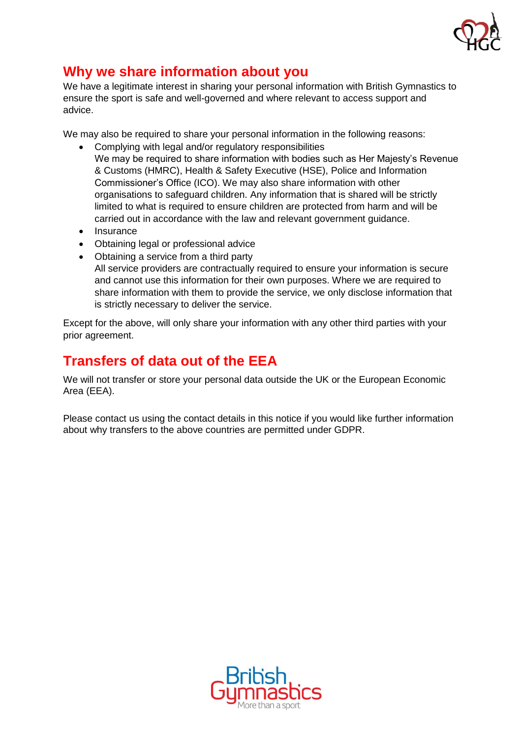## Why we share information about you

We have a legitimate interest in sharing your personal information with British Gymnastics to ensure the sport is safe and well-governed and where relevant to access support and advice.

We may also be required to share your personal information in the following reasons:

- Complying with legal and/or regulatory responsibilities
  We may be required to share information with bodies such as Her Majesty's Revenue & Customs (HMRC), Health & Safety Executive (HSE), Police and Information Commissioner's Office (ICO). We may also share information with other organisations to safeguard children. Any information that is shared will be strictly limited to what is required to ensure children are protected from harm and will be carried out in accordance with the law and relevant government guidance.
- Insurance
- Obtaining legal or professional advice
- Obtaining a service from a third party
  All service providers are contractually required to ensure your information is secure and cannot use this information for their own purposes. Where we are required to share information with them to provide the service, we only disclose information that is strictly necessary to deliver the service.

Except for the above, will only share your information with any other third parties with your prior agreement.

## Transfers of data out of the EEA

We will not transfer or store your personal data outside the UK or the European Economic Area (EEA).

Please contact us using the contact details in this notice if you would like further information about why transfers to the above countries are permitted under GDPR.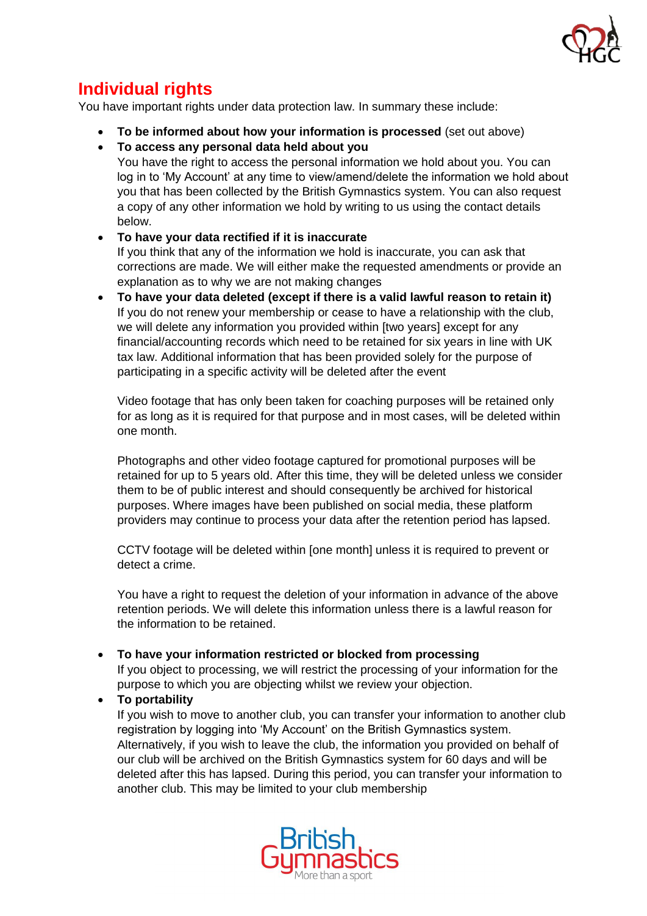## Individual rights

You have important rights under data protection law. In summary these include:

- **To be informed about how your information is processed** (set out above)
- **To access any personal data held about you**
  You have the right to access the personal information we hold about you. You can log in to 'My Account' at any time to view/amend/delete the information we hold about you that has been collected by the British Gymnastics system. You can also request a copy of any other information we hold by writing to us using the contact details below.
- **To have your data rectified if it is inaccurate**
  If you think that any of the information we hold is inaccurate, you can ask that corrections are made. We will either make the requested amendments or provide an explanation as to why we are not making changes
- **To have your data deleted (except if there is a valid lawful reason to retain it)**
  If you do not renew your membership or cease to have a relationship with the club, we will delete any information you provided within [two years] except for any financial/accounting records which need to be retained for six years in line with UK tax law. Additional information that has been provided solely for the purpose of participating in a specific activity will be deleted after the event

  Video footage that has only been taken for coaching purposes will be retained only for as long as it is required for that purpose and in most cases, will be deleted within one month.

  Photographs and other video footage captured for promotional purposes will be retained for up to 5 years old. After this time, they will be deleted unless we consider them to be of public interest and should consequently be archived for historical purposes. Where images have been published on social media, these platform providers may continue to process your data after the retention period has lapsed.

  CCTV footage will be deleted within [one month] unless it is required to prevent or detect a crime.

  You have a right to request the deletion of your information in advance of the above retention periods. We will delete this information unless there is a lawful reason for the information to be retained.

- **To have your information restricted or blocked from processing**
  If you object to processing, we will restrict the processing of your information for the purpose to which you are objecting whilst we review your objection.
- **To portability**
  If you wish to move to another club, you can transfer your information to another club registration by logging into 'My Account' on the British Gymnastics system. Alternatively, if you wish to leave the club, the information you provided on behalf of our club will be archived on the British Gymnastics system for 60 days and will be deleted after this has lapsed. During this period, you can transfer your information to another club. This may be limited to your club membership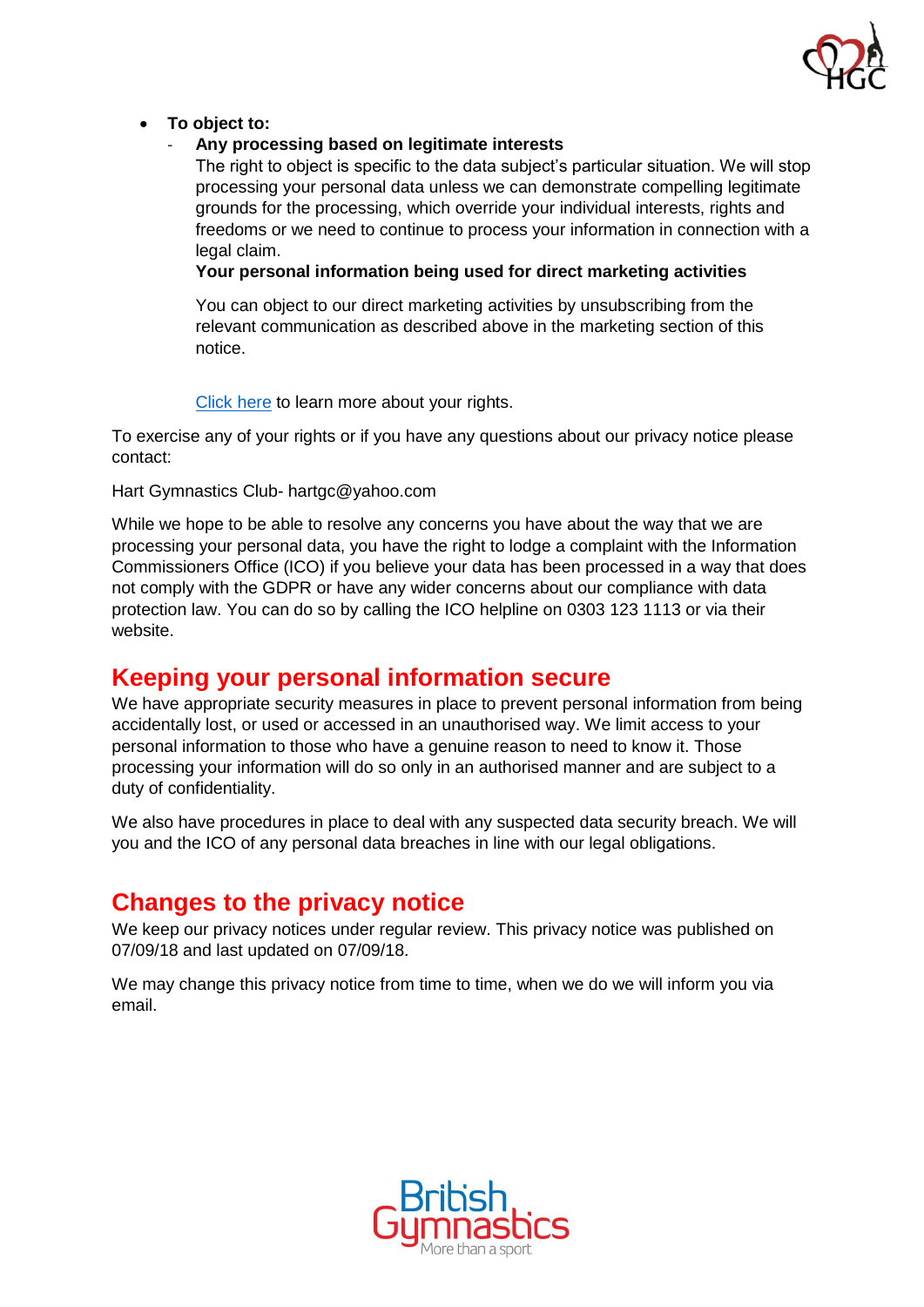- **To object to:**
  - **Any processing based on legitimate interests**
    The right to object is specific to the data subject's particular situation. We will stop processing your personal data unless we can demonstrate compelling legitimate grounds for the processing, which override your individual interests, rights and freedoms or we need to continue to process your information in connection with a legal claim.
    **Your personal information being used for direct marketing activities**

    You can object to our direct marketing activities by unsubscribing from the relevant communication as described above in the marketing section of this notice.

    Click here to learn more about your rights.

To exercise any of your rights or if you have any questions about our privacy notice please contact:

Hart Gymnastics Club- hartgc@yahoo.com

While we hope to be able to resolve any concerns you have about the way that we are processing your personal data, you have the right to lodge a complaint with the Information Commissioners Office (ICO) if you believe your data has been processed in a way that does not comply with the GDPR or have any wider concerns about our compliance with data protection law. You can do so by calling the ICO helpline on 0303 123 1113 or via their website.

## Keeping your personal information secure

We have appropriate security measures in place to prevent personal information from being accidentally lost, or used or accessed in an unauthorised way. We limit access to your personal information to those who have a genuine reason to need to know it. Those processing your information will do so only in an authorised manner and are subject to a duty of confidentiality.

We also have procedures in place to deal with any suspected data security breach. We will you and the ICO of any personal data breaches in line with our legal obligations.

## Changes to the privacy notice

We keep our privacy notices under regular review. This privacy notice was published on 07/09/18 and last updated on 07/09/18.

We may change this privacy notice from time to time, when we do we will inform you via email.